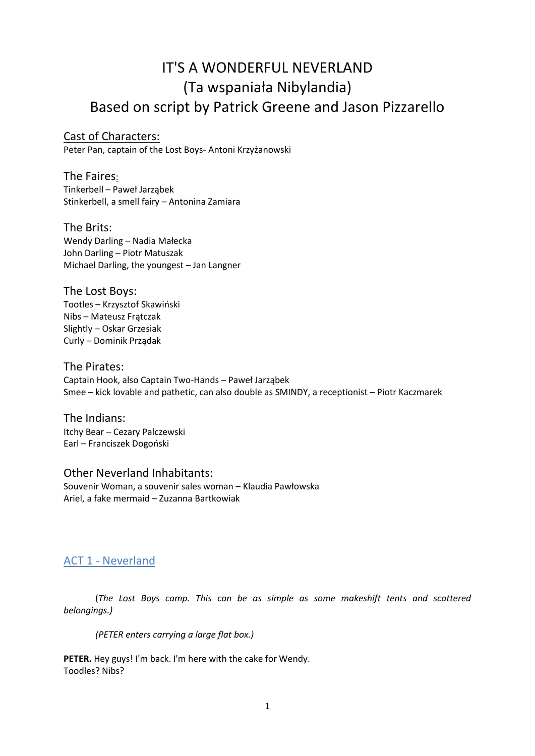# IT'S A WONDERFUL NEVERLAND
# (Ta wspaniała Nibylandia)
# Based on script by Patrick Greene and Jason Pizzarello

## Cast of Characters:

Peter Pan, captain of the Lost Boys- Antoni Krzyżanowski

### The Faires:

Tinkerbell – Paweł Jarząbek
Stinkerbell, a smell fairy – Antonina Zamiara

### The Brits:

Wendy Darling – Nadia Małecka
John Darling – Piotr Matuszak
Michael Darling, the youngest – Jan Langner

### The Lost Boys:

Tootles – Krzysztof Skawiński
Nibs – Mateusz Frątczak
Slightly – Oskar Grzesiak
Curly – Dominik Prządak

### The Pirates:

Captain Hook, also Captain Two-Hands – Paweł Jarząbek
Smee – kick lovable and pathetic, can also double as SMINDY, a receptionist – Piotr Kaczmarek

### The Indians:

Itchy Bear – Cezary Palczewski
Earl – Franciszek Dogoński

### Other Neverland Inhabitants:

Souvenir Woman, a souvenir sales woman – Klaudia Pawłowska
Ariel, a fake mermaid – Zuzanna Bartkowiak

## ACT 1 - Neverland

*(The Lost Boys camp. This can be as simple as some makeshift tents and scattered belongings.)*

*(PETER enters carrying a large flat box.)*

**PETER.** Hey guys! I'm back. I'm here with the cake for Wendy.
Toodles? Nibs?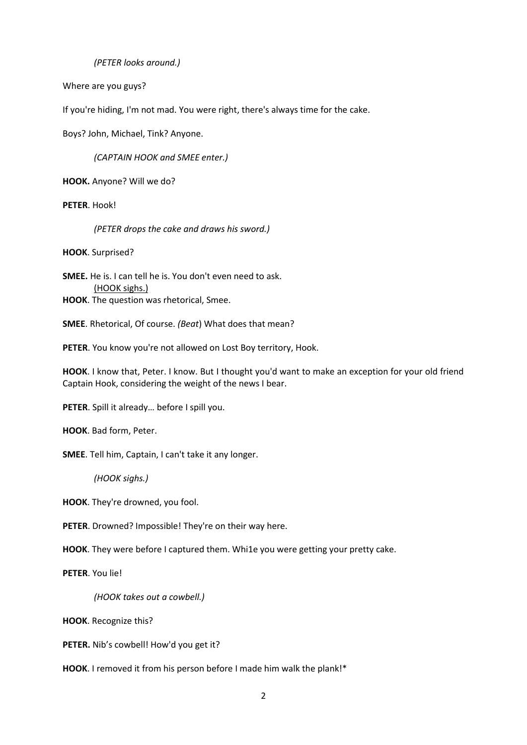*(PETER looks around.)*

Where are you guys?

If you're hiding, I'm not mad. You were right, there's always time for the cake.

Boys? John, Michael, Tink? Anyone.

*(CAPTAIN HOOK and SMEE enter.)*

**HOOK.** Anyone? Will we do?

**PETER**. Hook!

*(PETER drops the cake and draws his sword.)*

**HOOK**. Surprised?

**SMEE.** He is. I can tell he is. You don't even need to ask.
(HOOK sighs.)
**HOOK**. The question was rhetorical, Smee.

**SMEE**. Rhetorical, Of course. *(Beat*) What does that mean?

**PETER**. You know you're not allowed on Lost Boy territory, Hook.

**HOOK**. I know that, Peter. I know. But I thought you'd want to make an exception for your old friend Captain Hook, considering the weight of the news I bear.

**PETER**. Spill it already… before I spill you.

**HOOK**. Bad form, Peter.

**SMEE**. Tell him, Captain, I can't take it any longer.

*(HOOK sighs.)*

**HOOK**. They're drowned, you fool.

**PETER**. Drowned? Impossible! They're on their way here.

**HOOK**. They were before I captured them. Whi1e you were getting your pretty cake.

**PETER**. You lie!

*(HOOK takes out a cowbell.)*

**HOOK**. Recognize this?

**PETER.** Nib's cowbell! How'd you get it?

**HOOK**. I removed it from his person before I made him walk the plank!*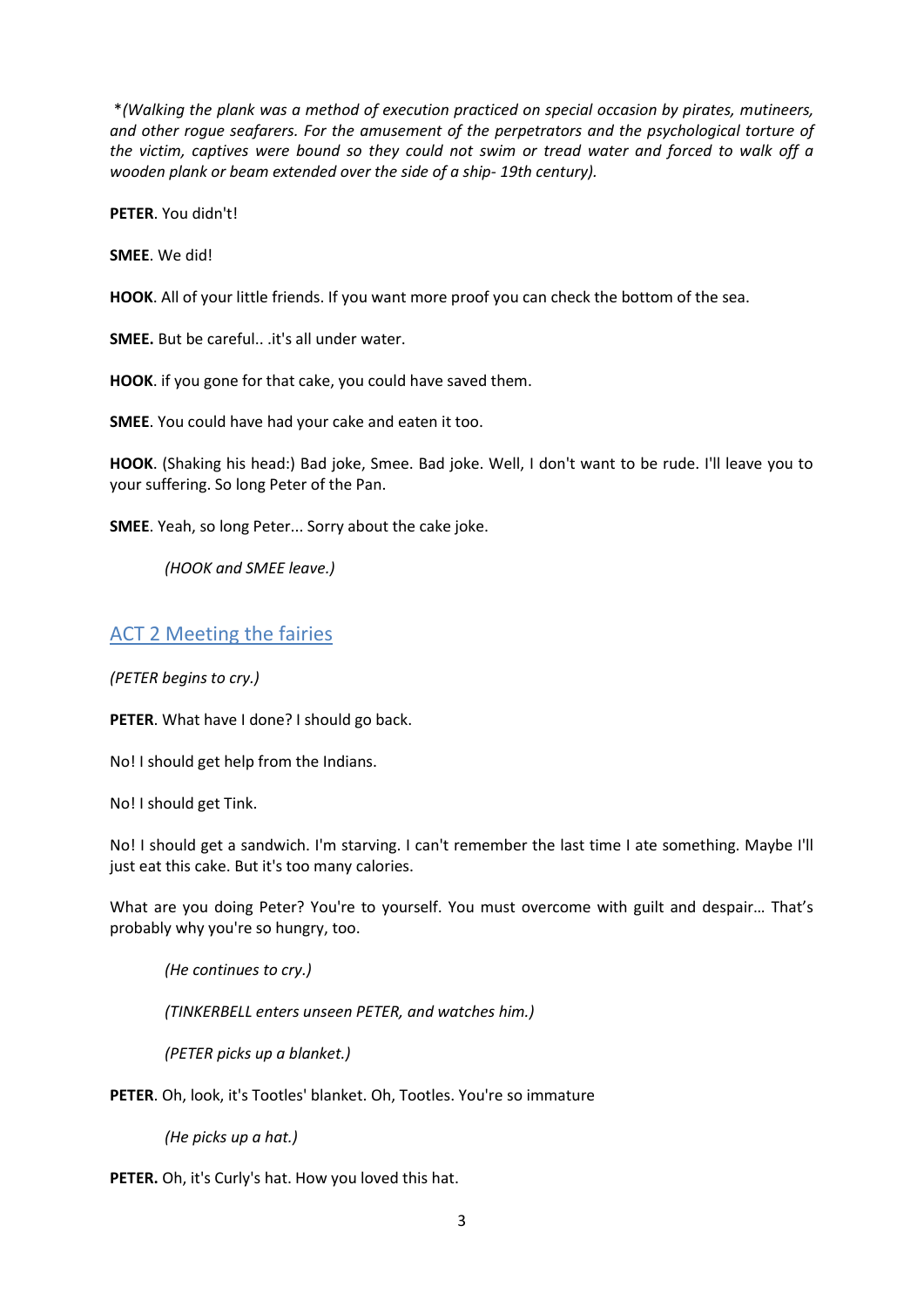*(Walking the plank was a method of execution practiced on special occasion by pirates, mutineers, and other rogue seafarers. For the amusement of the perpetrators and the psychological torture of the victim, captives were bound so they could not swim or tread water and forced to walk off a wooden plank or beam extended over the side of a ship- 19th century).*

**PETER**. You didn't!

**SMEE**. We did!

**HOOK**. All of your little friends. If you want more proof you can check the bottom of the sea.

**SMEE.** But be careful.. .it's all under water.

**HOOK**. if you gone for that cake, you could have saved them.

**SMEE**. You could have had your cake and eaten it too.

**HOOK**. (Shaking his head:) Bad joke, Smee. Bad joke. Well, I don't want to be rude. I'll leave you to your suffering. So long Peter of the Pan.

**SMEE**. Yeah, so long Peter... Sorry about the cake joke.

*(HOOK and SMEE leave.)*

## ACT 2 Meeting the fairies

*(PETER begins to cry.)*

**PETER**. What have I done? I should go back.

No! I should get help from the Indians.

No! I should get Tink.

No! I should get a sandwich. I'm starving. I can't remember the last time I ate something. Maybe I'll just eat this cake. But it's too many calories.

What are you doing Peter? You're to yourself. You must overcome with guilt and despair… That's probably why you're so hungry, too.

*(He continues to cry.)*

*(TINKERBELL enters unseen PETER, and watches him.)*

*(PETER picks up a blanket.)*

**PETER**. Oh, look, it's Tootles' blanket. Oh, Tootles. You're so immature

*(He picks up a hat.)*

**PETER.** Oh, it's Curly's hat. How you loved this hat.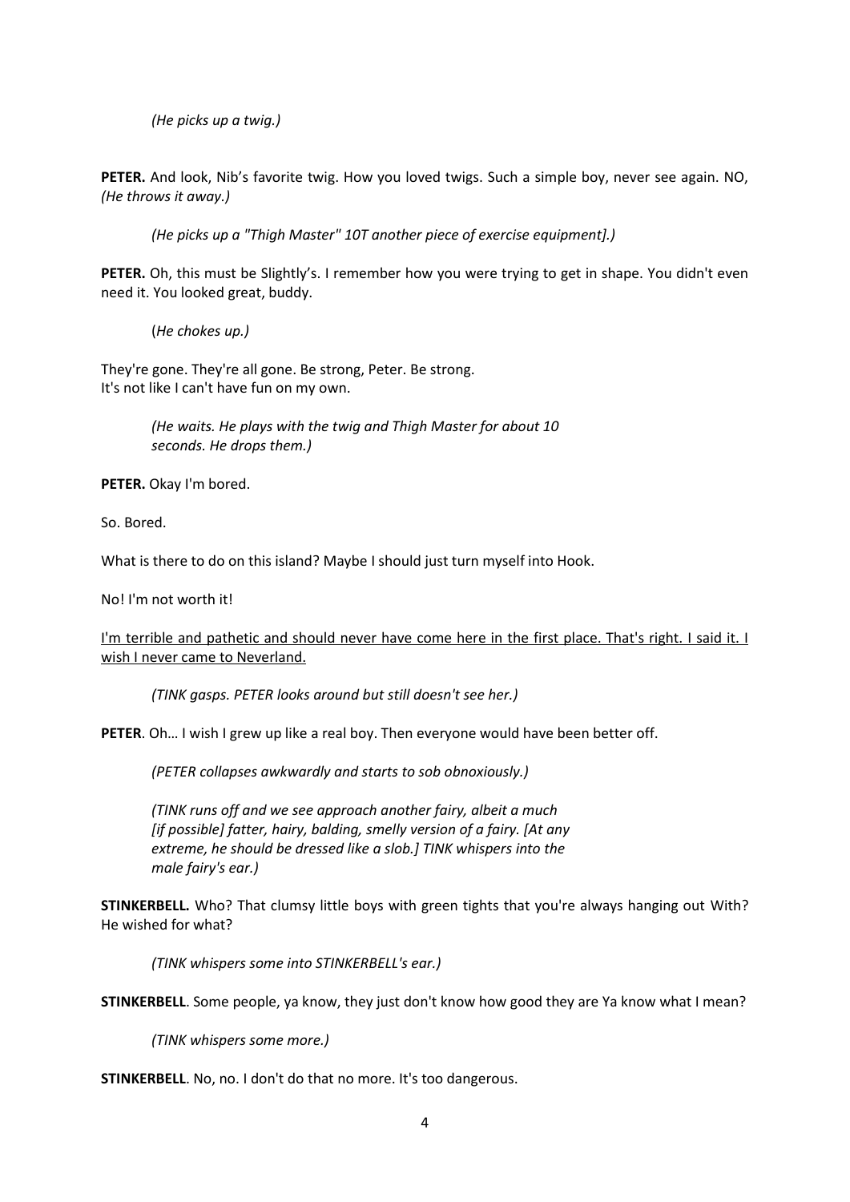*(He picks up a twig.)*

**PETER.** And look, Nib's favorite twig. How you loved twigs. Such a simple boy, never see again. NO, *(He throws it away.)*

*(He picks up a "Thigh Master" 10T another piece of exercise equipment].)*

**PETER.** Oh, this must be Slightly's. I remember how you were trying to get in shape. You didn't even need it. You looked great, buddy.

(*He chokes up.)*

They're gone. They're all gone. Be strong, Peter. Be strong.
It's not like I can't have fun on my own.

*(He waits. He plays with the twig and Thigh Master for about 10 seconds. He drops them.)*

**PETER.** Okay I'm bored.

So. Bored.

What is there to do on this island? Maybe I should just turn myself into Hook.

No! I'm not worth it!

<u>I'm terrible and pathetic and should never have come here in the first place. That's right. I said it. I wish I never came to Neverland.</u>

*(TINK gasps. PETER looks around but still doesn't see her.)*

**PETER**. Oh… I wish I grew up like a real boy. Then everyone would have been better off.

*(PETER collapses awkwardly and starts to sob obnoxiously.)*

*(TINK runs off and we see approach another fairy, albeit a much [if possible] fatter, hairy, balding, smelly version of a fairy. [At any extreme, he should be dressed like a slob.] TINK whispers into the male fairy's ear.)*

**STINKERBELL.** Who? That clumsy little boys with green tights that you're always hanging out With? He wished for what?

*(TINK whispers some into STINKERBELL's ear.)*

**STINKERBELL**. Some people, ya know, they just don't know how good they are Ya know what I mean?

*(TINK whispers some more.)*

**STINKERBELL**. No, no. I don't do that no more. It's too dangerous.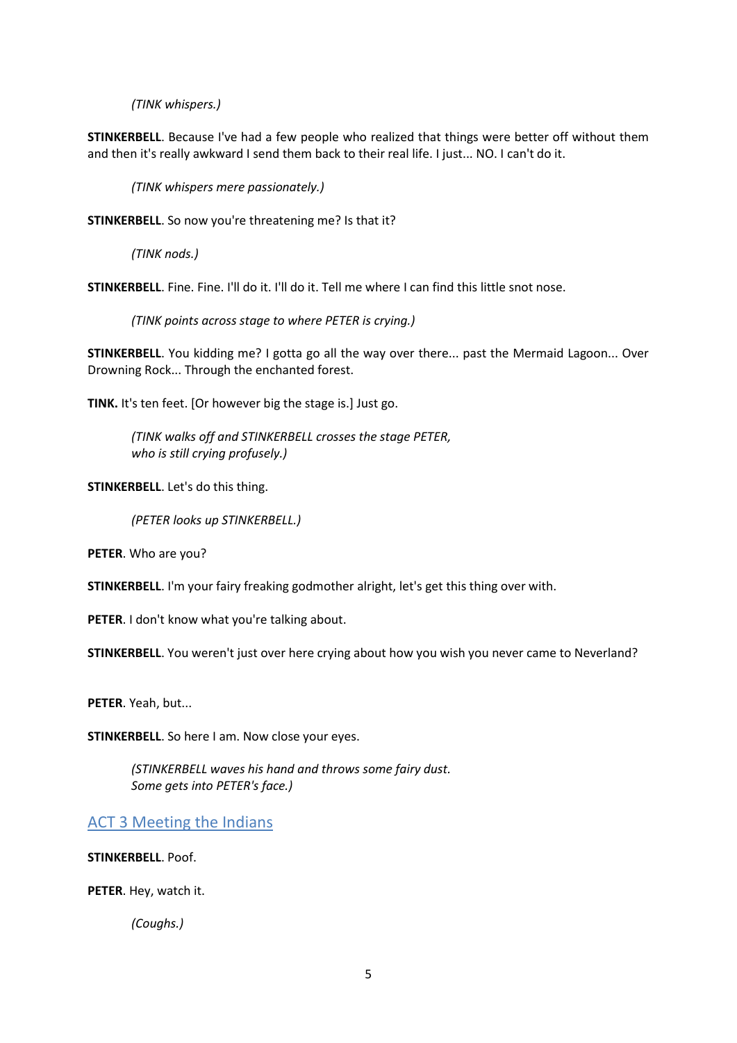*(TINK whispers.)*

**STINKERBELL**. Because I've had a few people who realized that things were better off without them and then it's really awkward I send them back to their real life. I just... NO. I can't do it.

*(TINK whispers mere passionately.)*

**STINKERBELL**. So now you're threatening me? Is that it?

*(TINK nods.)*

**STINKERBELL**. Fine. Fine. I'll do it. I'll do it. Tell me where I can find this little snot nose.

*(TINK points across stage to where PETER is crying.)*

**STINKERBELL**. You kidding me? I gotta go all the way over there... past the Mermaid Lagoon... Over Drowning Rock... Through the enchanted forest.

**TINK.** It's ten feet. [Or however big the stage is.] Just go.

*(TINK walks off and STINKERBELL crosses the stage PETER, who is still crying profusely.)*

**STINKERBELL**. Let's do this thing.

*(PETER looks up STINKERBELL.)*

**PETER**. Who are you?

**STINKERBELL**. I'm your fairy freaking godmother alright, let's get this thing over with.

**PETER**. I don't know what you're talking about.

**STINKERBELL**. You weren't just over here crying about how you wish you never came to Neverland?

**PETER**. Yeah, but...

**STINKERBELL**. So here I am. Now close your eyes.

*(STINKERBELL waves his hand and throws some fairy dust. Some gets into PETER's face.)*

## ACT 3 Meeting the Indians

**STINKERBELL**. Poof.

**PETER**. Hey, watch it.

*(Coughs.)*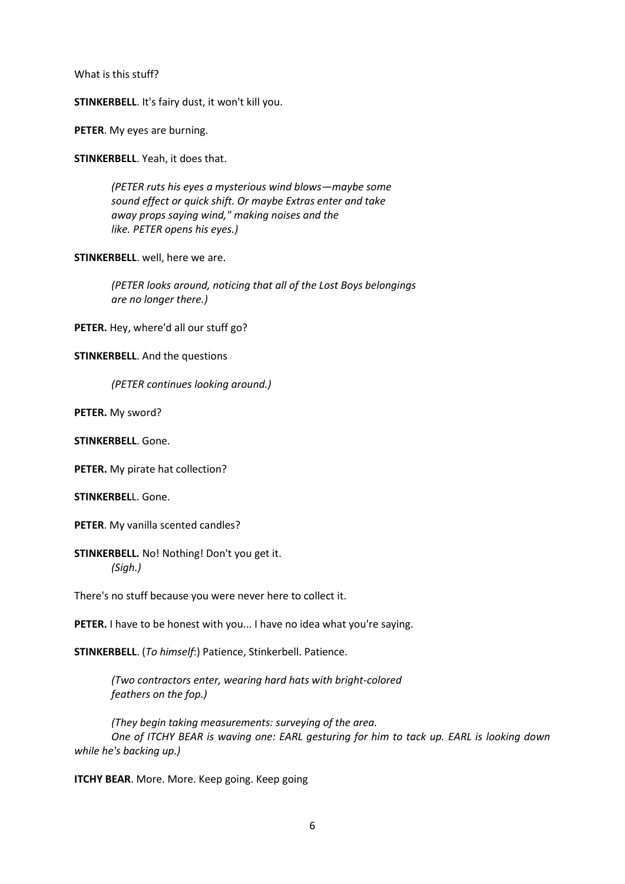What is this stuff?

**STINKERBELL**. It's fairy dust, it won't kill you.

**PETER**. My eyes are burning.

**STINKERBELL**. Yeah, it does that.

> *(PETER ruts his eyes a mysterious wind blows—maybe some sound effect or quick shift. Or maybe Extras enter and take away props saying wind," making noises and the like. PETER opens his eyes.)*

**STINKERBELL**. well, here we are.

> *(PETER looks around, noticing that all of the Lost Boys belongings are no longer there.)*

**PETER.** Hey, where'd all our stuff go?

**STINKERBELL**. And the questions

> *(PETER continues looking around.)*

**PETER.** My sword?

**STINKERBELL**. Gone.

**PETER.** My pirate hat collection?

**STINKERBEL**L. Gone.

**PETER**. My vanilla scented candles?

**STINKERBELL.** No! Nothing! Don't you get it.
*(Sigh.)*

There's no stuff because you were never here to collect it.

**PETER.** I have to be honest with you... I have no idea what you're saying.

**STINKERBELL**. (*To himself*:) Patience, Stinkerbell. Patience.

> *(Two contractors enter, wearing hard hats with bright-colored feathers on the fop.)*

> *(They begin taking measurements: surveying of the area.
> One of ITCHY BEAR is waving one: EARL gesturing for him to tack up. EARL is looking down while he's backing up.)*

**ITCHY BEAR**. More. More. Keep going. Keep going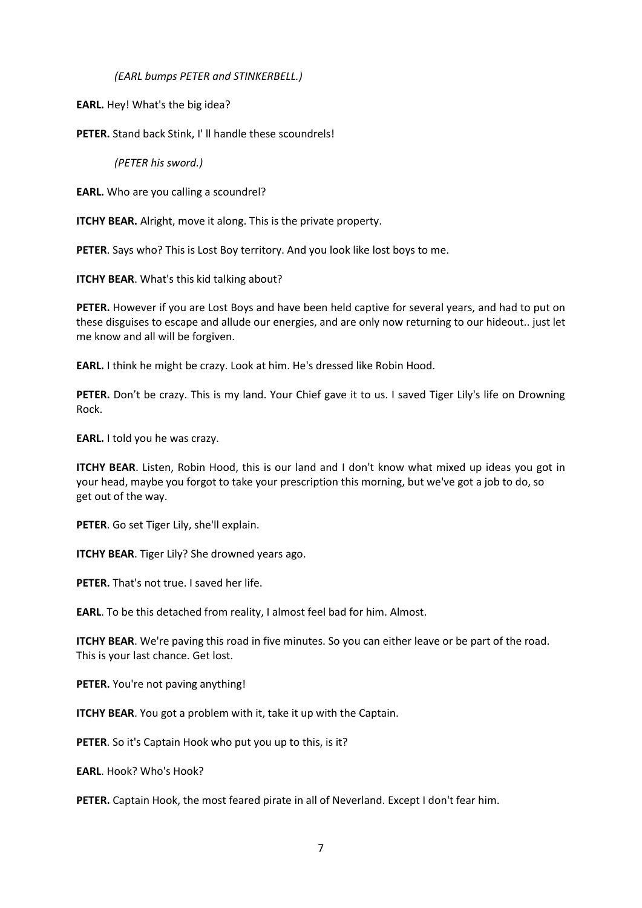*(EARL bumps PETER and STINKERBELL.)*

**EARL.** Hey! What's the big idea?

**PETER.** Stand back Stink, I' ll handle these scoundrels!

*(PETER his sword.)*

**EARL.** Who are you calling a scoundrel?

**ITCHY BEAR.** Alright, move it along. This is the private property.

**PETER**. Says who? This is Lost Boy territory. And you look like lost boys to me.

**ITCHY BEAR**. What's this kid talking about?

**PETER.** However if you are Lost Boys and have been held captive for several years, and had to put on these disguises to escape and allude our energies, and are only now returning to our hideout.. just let me know and all will be forgiven.

**EARL.** I think he might be crazy. Look at him. He's dressed like Robin Hood.

**PETER.** Don't be crazy. This is my land. Your Chief gave it to us. I saved Tiger Lily's life on Drowning Rock.

**EARL.** I told you he was crazy.

**ITCHY BEAR**. Listen, Robin Hood, this is our land and I don't know what mixed up ideas you got in your head, maybe you forgot to take your prescription this morning, but we've got a job to do, so get out of the way.

**PETER**. Go set Tiger Lily, she'll explain.

**ITCHY BEAR**. Tiger Lily? She drowned years ago.

**PETER.** That's not true. I saved her life.

**EARL**. To be this detached from reality, I almost feel bad for him. Almost.

**ITCHY BEAR**. We're paving this road in five minutes. So you can either leave or be part of the road. This is your last chance. Get lost.

**PETER.** You're not paving anything!

**ITCHY BEAR**. You got a problem with it, take it up with the Captain.

**PETER**. So it's Captain Hook who put you up to this, is it?

**EARL**. Hook? Who's Hook?

**PETER.** Captain Hook, the most feared pirate in all of Neverland. Except I don't fear him.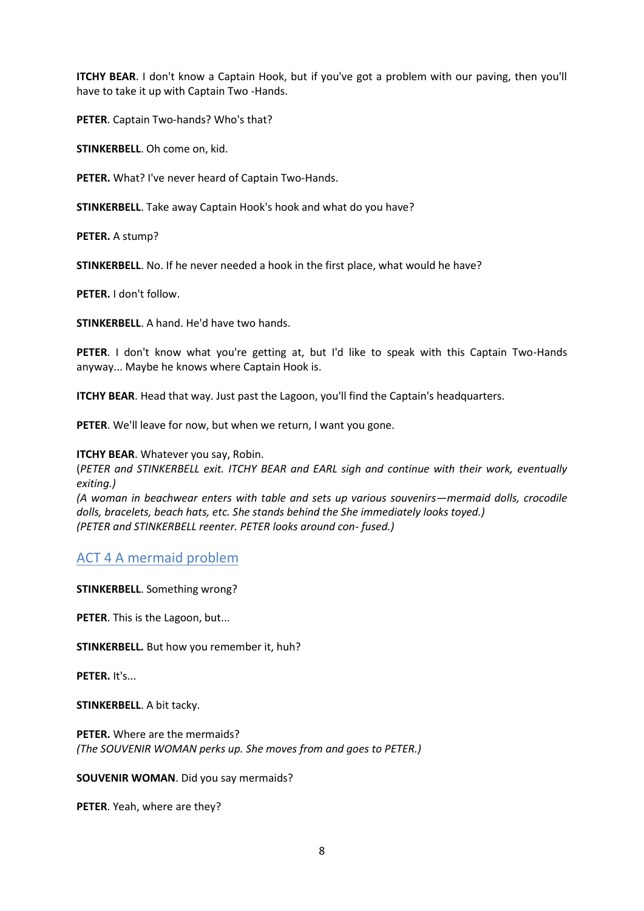**ITCHY BEAR**. I don't know a Captain Hook, but if you've got a problem with our paving, then you'll have to take it up with Captain Two -Hands.

**PETER**. Captain Two-hands? Who's that?

**STINKERBELL**. Oh come on, kid.

**PETER.** What? I've never heard of Captain Two-Hands.

**STINKERBELL**. Take away Captain Hook's hook and what do you have?

**PETER.** A stump?

**STINKERBELL**. No. If he never needed a hook in the first place, what would he have?

**PETER.** I don't follow.

**STINKERBELL**. A hand. He'd have two hands.

**PETER**. I don't know what you're getting at, but I'd like to speak with this Captain Two-Hands anyway... Maybe he knows where Captain Hook is.

**ITCHY BEAR**. Head that way. Just past the Lagoon, you'll find the Captain's headquarters.

**PETER**. We'll leave for now, but when we return, I want you gone.

**ITCHY BEAR**. Whatever you say, Robin.
(*PETER and STINKERBELL exit. ITCHY BEAR and EARL sigh and continue with their work, eventually exiting.)*
*(A woman in beachwear enters with table and sets up various souvenirs—mermaid dolls, crocodile dolls, bracelets, beach hats, etc. She stands behind the She immediately looks toyed.)*
*(PETER and STINKERBELL reenter. PETER looks around con- fused.)*

## ACT 4 A mermaid problem

**STINKERBELL**. Something wrong?

**PETER**. This is the Lagoon, but...

**STINKERBELL.** But how you remember it, huh?

**PETER.** It's...

**STINKERBELL**. A bit tacky.

**PETER.** Where are the mermaids?
*(The SOUVENIR WOMAN perks up. She moves from and goes to PETER.)*

**SOUVENIR WOMAN**. Did you say mermaids?

**PETER**. Yeah, where are they?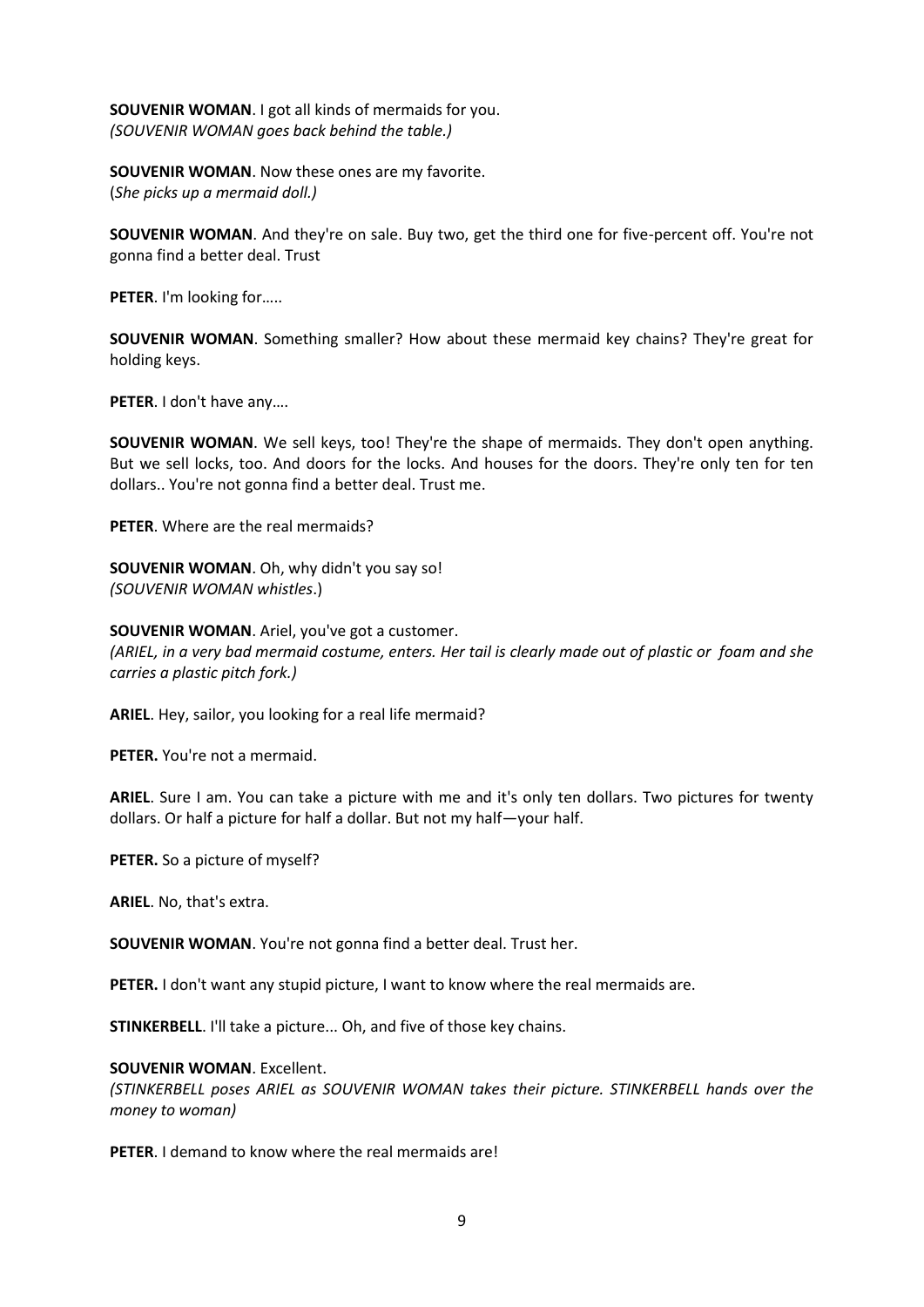**SOUVENIR WOMAN**. I got all kinds of mermaids for you.
*(SOUVENIR WOMAN goes back behind the table.)*

**SOUVENIR WOMAN**. Now these ones are my favorite.
(*She picks up a mermaid doll.)*

**SOUVENIR WOMAN**. And they're on sale. Buy two, get the third one for five-percent off. You're not gonna find a better deal. Trust

**PETER**. I'm looking for…..

**SOUVENIR WOMAN**. Something smaller? How about these mermaid key chains? They're great for holding keys.

**PETER**. I don't have any….

**SOUVENIR WOMAN**. We sell keys, too! They're the shape of mermaids. They don't open anything. But we sell locks, too. And doors for the locks. And houses for the doors. They're only ten for ten dollars.. You're not gonna find a better deal. Trust me.

**PETER**. Where are the real mermaids?

**SOUVENIR WOMAN**. Oh, why didn't you say so!
*(SOUVENIR WOMAN whistles*.)

**SOUVENIR WOMAN**. Ariel, you've got a customer.
*(ARIEL, in a very bad mermaid costume, enters. Her tail is clearly made out of plastic or foam and she carries a plastic pitch fork.)*

**ARIEL**. Hey, sailor, you looking for a real life mermaid?

**PETER.** You're not a mermaid.

**ARIEL**. Sure I am. You can take a picture with me and it's only ten dollars. Two pictures for twenty dollars. Or half a picture for half a dollar. But not my half—your half.

**PETER.** So a picture of myself?

**ARIEL**. No, that's extra.

**SOUVENIR WOMAN**. You're not gonna find a better deal. Trust her.

**PETER.** I don't want any stupid picture, I want to know where the real mermaids are.

**STINKERBELL**. I'll take a picture... Oh, and five of those key chains.

**SOUVENIR WOMAN**. Excellent.
*(STINKERBELL poses ARIEL as SOUVENIR WOMAN takes their picture. STINKERBELL hands over the money to woman)*

**PETER**. I demand to know where the real mermaids are!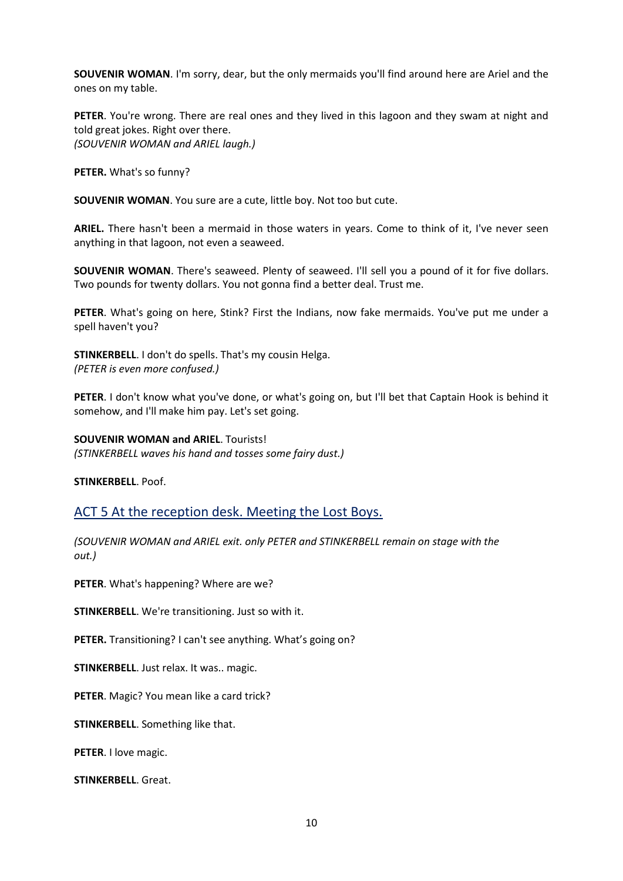**SOUVENIR WOMAN**. I'm sorry, dear, but the only mermaids you'll find around here are Ariel and the ones on my table.

**PETER**. You're wrong. There are real ones and they lived in this lagoon and they swam at night and told great jokes. Right over there.
*(SOUVENIR WOMAN and ARIEL laugh.)*

**PETER.** What's so funny?

**SOUVENIR WOMAN**. You sure are a cute, little boy. Not too but cute.

**ARIEL.** There hasn't been a mermaid in those waters in years. Come to think of it, I've never seen anything in that lagoon, not even a seaweed.

**SOUVENIR WOMAN**. There's seaweed. Plenty of seaweed. I'll sell you a pound of it for five dollars. Two pounds for twenty dollars. You not gonna find a better deal. Trust me.

**PETER**. What's going on here, Stink? First the Indians, now fake mermaids. You've put me under a spell haven't you?

**STINKERBELL**. I don't do spells. That's my cousin Helga.
*(PETER is even more confused.)*

**PETER**. I don't know what you've done, or what's going on, but I'll bet that Captain Hook is behind it somehow, and I'll make him pay. Let's set going.

**SOUVENIR WOMAN and ARIEL**. Tourists!
*(STINKERBELL waves his hand and tosses some fairy dust.)*

**STINKERBELL**. Poof.

## ACT 5 At the reception desk. Meeting the Lost Boys.

*(SOUVENIR WOMAN and ARIEL exit. only PETER and STINKERBELL remain on stage with the out.)*

**PETER**. What's happening? Where are we?

**STINKERBELL**. We're transitioning. Just so with it.

**PETER.** Transitioning? I can't see anything. What's going on?

**STINKERBELL**. Just relax. It was.. magic.

**PETER**. Magic? You mean like a card trick?

**STINKERBELL**. Something like that.

**PETER**. I love magic.

**STINKERBELL**. Great.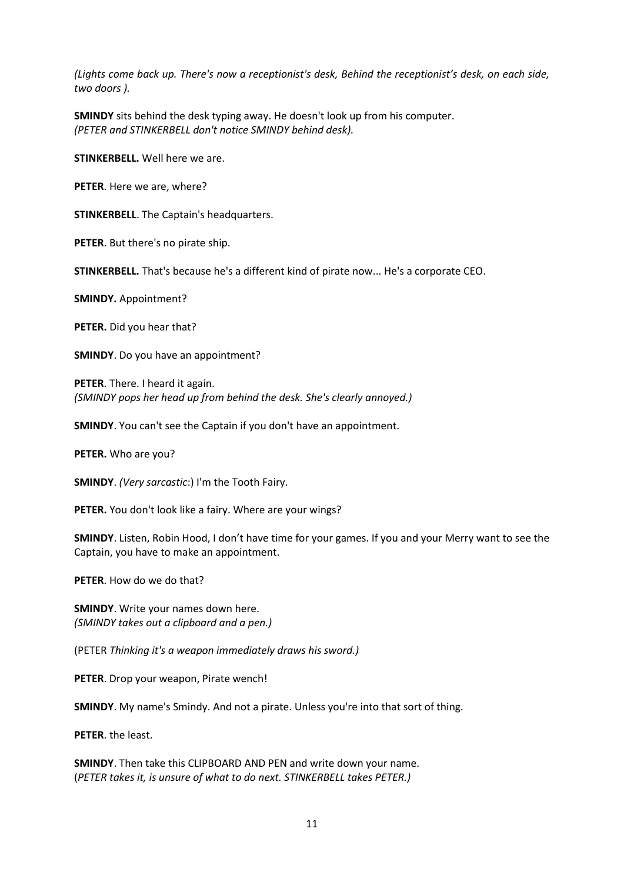*(Lights come back up. There's now a receptionist's desk, Behind the receptionist's desk, on each side, two doors ).*

**SMINDY** sits behind the desk typing away. He doesn't look up from his computer.
*(PETER and STINKERBELL don't notice SMINDY behind desk).*

**STINKERBELL.** Well here we are.

**PETER**. Here we are, where?

**STINKERBELL**. The Captain's headquarters.

**PETER**. But there's no pirate ship.

**STINKERBELL.** That's because he's a different kind of pirate now... He's a corporate CEO.

**SMINDY.** Appointment?

**PETER.** Did you hear that?

**SMINDY**. Do you have an appointment?

**PETER**. There. I heard it again.
*(SMINDY pops her head up from behind the desk. She's clearly annoyed.)*

**SMINDY**. You can't see the Captain if you don't have an appointment.

**PETER.** Who are you?

**SMINDY**. *(Very sarcastic*:) I'm the Tooth Fairy.

**PETER.** You don't look like a fairy. Where are your wings?

**SMINDY**. Listen, Robin Hood, I don't have time for your games. If you and your Merry want to see the Captain, you have to make an appointment.

**PETER**. How do we do that?

**SMINDY**. Write your names down here.
*(SMINDY takes out a clipboard and a pen.)*

(PETER *Thinking it's a weapon immediately draws his sword.)*

**PETER**. Drop your weapon, Pirate wench!

**SMINDY**. My name's Smindy. And not a pirate. Unless you're into that sort of thing.

**PETER**. the least.

**SMINDY**. Then take this CLIPBOARD AND PEN and write down your name.
(*PETER takes it, is unsure of what to do next. STINKERBELL takes PETER.)*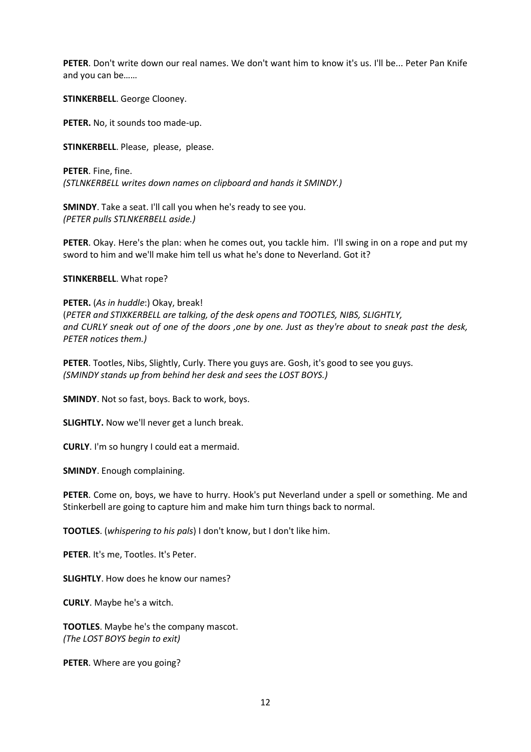**PETER**. Don't write down our real names. We don't want him to know it's us. I'll be... Peter Pan Knife and you can be……

**STINKERBELL**. George Clooney.

**PETER.** No, it sounds too made-up.

**STINKERBELL**. Please, please, please.

**PETER**. Fine, fine.
*(STLNKERBELL writes down names on clipboard and hands it SMINDY.)*

**SMINDY**. Take a seat. I'll call you when he's ready to see you.
*(PETER pulls STLNKERBELL aside.)*

**PETER**. Okay. Here's the plan: when he comes out, you tackle him. I'll swing in on a rope and put my sword to him and we'll make him tell us what he's done to Neverland. Got it?

**STINKERBELL**. What rope?

**PETER.** (*As in huddle*:) Okay, break!
(*PETER and STIXKERBELL are talking, of the desk opens and TOOTLES, NIBS, SLIGHTLY, and CURLY sneak out of one of the doors ,one by one. Just as they're about to sneak past the desk, PETER notices them.)*

**PETER**. Tootles, Nibs, Slightly, Curly. There you guys are. Gosh, it's good to see you guys.
*(SMINDY stands up from behind her desk and sees the LOST BOYS.)*

**SMINDY**. Not so fast, boys. Back to work, boys.

**SLIGHTLY.** Now we'll never get a lunch break.

**CURLY**. I'm so hungry I could eat a mermaid.

**SMINDY**. Enough complaining.

**PETER**. Come on, boys, we have to hurry. Hook's put Neverland under a spell or something. Me and Stinkerbell are going to capture him and make him turn things back to normal.

**TOOTLES**. (*whispering to his pals*) I don't know, but I don't like him.

**PETER**. It's me, Tootles. It's Peter.

**SLIGHTLY**. How does he know our names?

**CURLY**. Maybe he's a witch.

**TOOTLES**. Maybe he's the company mascot.
*(The LOST BOYS begin to exit)*

**PETER**. Where are you going?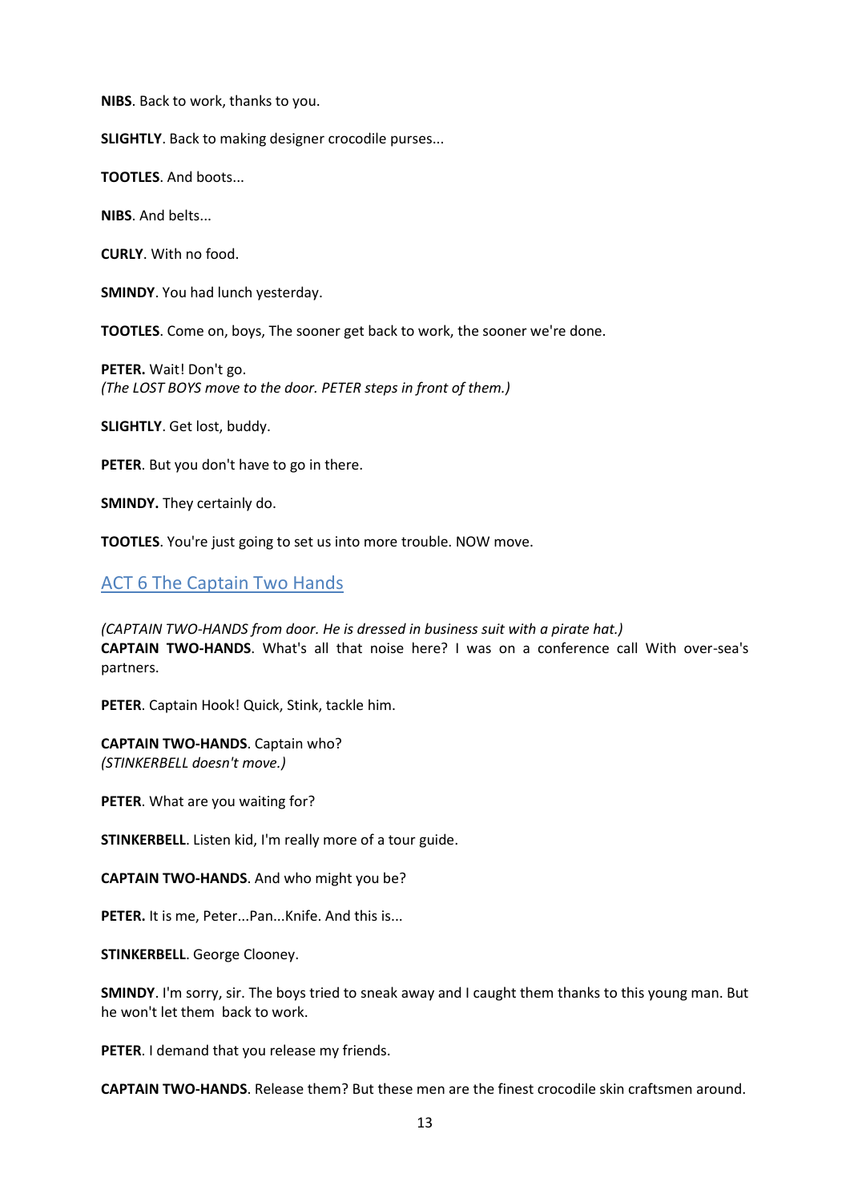**NIBS**. Back to work, thanks to you.

**SLIGHTLY**. Back to making designer crocodile purses...

**TOOTLES**. And boots...

**NIBS**. And belts...

**CURLY**. With no food.

**SMINDY**. You had lunch yesterday.

**TOOTLES**. Come on, boys, The sooner get back to work, the sooner we're done.

**PETER.** Wait! Don't go.
*(The LOST BOYS move to the door. PETER steps in front of them.)*

**SLIGHTLY**. Get lost, buddy.

**PETER**. But you don't have to go in there.

**SMINDY.** They certainly do.

**TOOTLES**. You're just going to set us into more trouble. NOW move.

## ACT 6 The Captain Two Hands

*(CAPTAIN TWO-HANDS from door. He is dressed in business suit with a pirate hat.)*
**CAPTAIN TWO-HANDS**. What's all that noise here? I was on a conference call With over-sea's partners.

**PETER**. Captain Hook! Quick, Stink, tackle him.

**CAPTAIN TWO-HANDS**. Captain who?
*(STINKERBELL doesn't move.)*

**PETER**. What are you waiting for?

**STINKERBELL**. Listen kid, I'm really more of a tour guide.

**CAPTAIN TWO-HANDS**. And who might you be?

**PETER.** It is me, Peter...Pan...Knife. And this is...

**STINKERBELL**. George Clooney.

**SMINDY**. I'm sorry, sir. The boys tried to sneak away and I caught them thanks to this young man. But he won't let them back to work.

**PETER**. I demand that you release my friends.

**CAPTAIN TWO-HANDS**. Release them? But these men are the finest crocodile skin craftsmen around.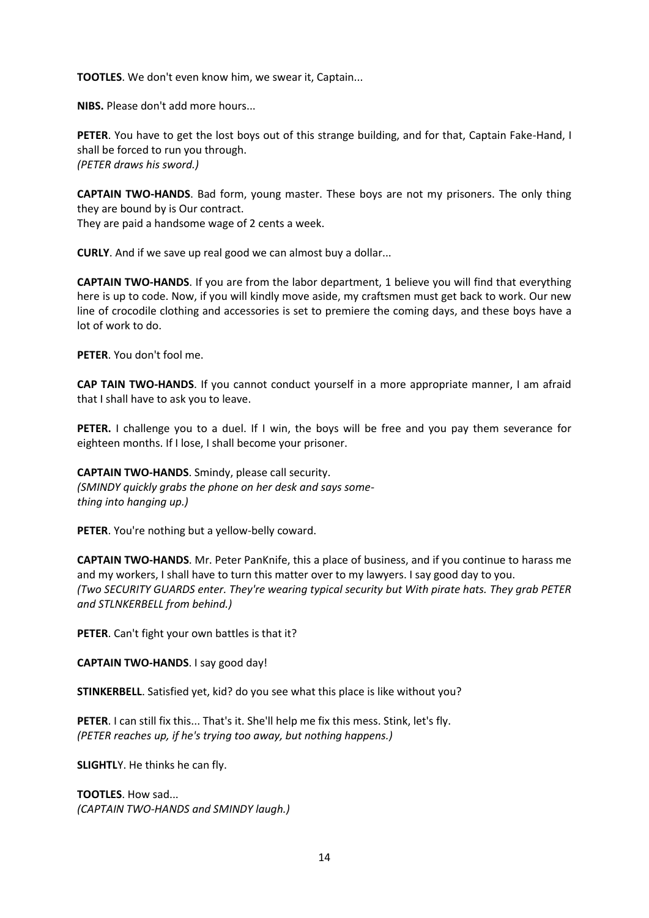**TOOTLES**. We don't even know him, we swear it, Captain...

**NIBS.** Please don't add more hours...

**PETER**. You have to get the lost boys out of this strange building, and for that, Captain Fake-Hand, I shall be forced to run you through.
*(PETER draws his sword.)*

**CAPTAIN TWO-HANDS**. Bad form, young master. These boys are not my prisoners. The only thing they are bound by is Our contract.
They are paid a handsome wage of 2 cents a week.

**CURLY**. And if we save up real good we can almost buy a dollar...

**CAPTAIN TWO-HANDS**. If you are from the labor department, 1 believe you will find that everything here is up to code. Now, if you will kindly move aside, my craftsmen must get back to work. Our new line of crocodile clothing and accessories is set to premiere the coming days, and these boys have a lot of work to do.

**PETER**. You don't fool me.

**CAP TAIN TWO-HANDS**. If you cannot conduct yourself in a more appropriate manner, I am afraid that I shall have to ask you to leave.

**PETER.** I challenge you to a duel. If I win, the boys will be free and you pay them severance for eighteen months. If I lose, I shall become your prisoner.

**CAPTAIN TWO-HANDS**. Smindy, please call security.
*(SMINDY quickly grabs the phone on her desk and says some-thing into hanging up.)*

**PETER**. You're nothing but a yellow-belly coward.

**CAPTAIN TWO-HANDS**. Mr. Peter PanKnife, this a place of business, and if you continue to harass me and my workers, I shall have to turn this matter over to my lawyers. I say good day to you.
*(Two SECURITY GUARDS enter. They're wearing typical security but With pirate hats. They grab PETER and STLNKERBELL from behind.)*

**PETER**. Can't fight your own battles is that it?

**CAPTAIN TWO-HANDS**. I say good day!

**STINKERBELL**. Satisfied yet, kid? do you see what this place is like without you?

**PETER**. I can still fix this... That's it. She'll help me fix this mess. Stink, let's fly.
*(PETER reaches up, if he's trying too away, but nothing happens.)*

**SLIGHTLY**. He thinks he can fly.

**TOOTLES**. How sad...
*(CAPTAIN TWO-HANDS and SMINDY laugh.)*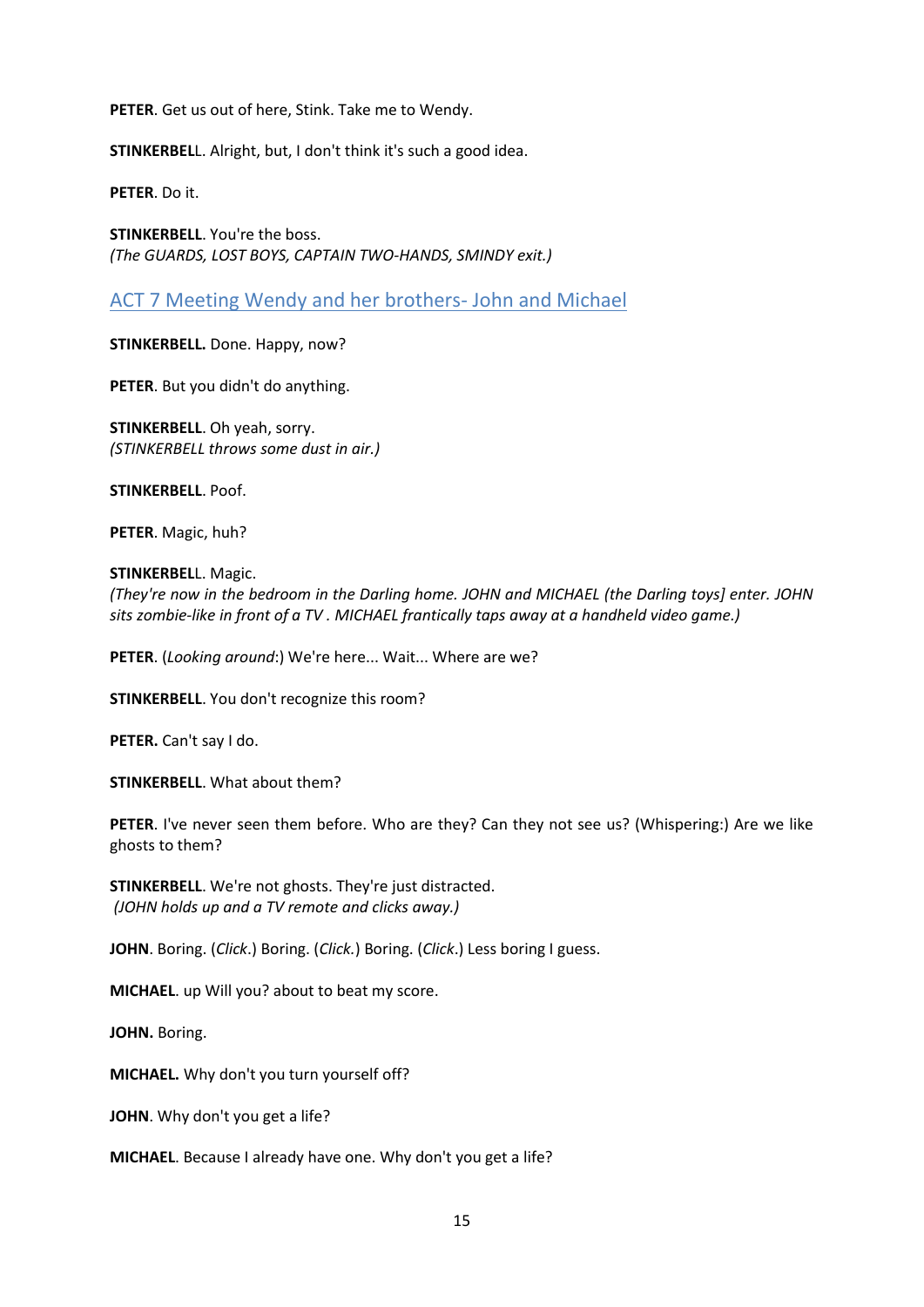**PETER**. Get us out of here, Stink. Take me to Wendy.

**STINKERBELL**. Alright, but, I don't think it's such a good idea.

**PETER**. Do it.

**STINKERBELL**. You're the boss.
*(The GUARDS, LOST BOYS, CAPTAIN TWO-HANDS, SMINDY exit.)*

## ACT 7 Meeting Wendy and her brothers- John and Michael

**STINKERBELL.** Done. Happy, now?

**PETER**. But you didn't do anything.

**STINKERBELL**. Oh yeah, sorry.
*(STINKERBELL throws some dust in air.)*

**STINKERBELL**. Poof.

**PETER**. Magic, huh?

**STINKERBELL**. Magic.
*(They're now in the bedroom in the Darling home. JOHN and MICHAEL (the Darling toys] enter. JOHN sits zombie-like in front of a TV . MICHAEL frantically taps away at a handheld video game.)*

**PETER**. (*Looking around*:) We're here... Wait... Where are we?

**STINKERBELL**. You don't recognize this room?

**PETER.** Can't say I do.

**STINKERBELL**. What about them?

**PETER**. I've never seen them before. Who are they? Can they not see us? (Whispering:) Are we like ghosts to them?

**STINKERBELL**. We're not ghosts. They're just distracted.
*(JOHN holds up and a TV remote and clicks away.)*

**JOHN**. Boring. (*Click*.) Boring. (*Click.*) Boring. (*Click*.) Less boring I guess.

**MICHAEL**. up Will you? about to beat my score.

**JOHN.** Boring.

**MICHAEL.** Why don't you turn yourself off?

**JOHN**. Why don't you get a life?

**MICHAEL**. Because I already have one. Why don't you get a life?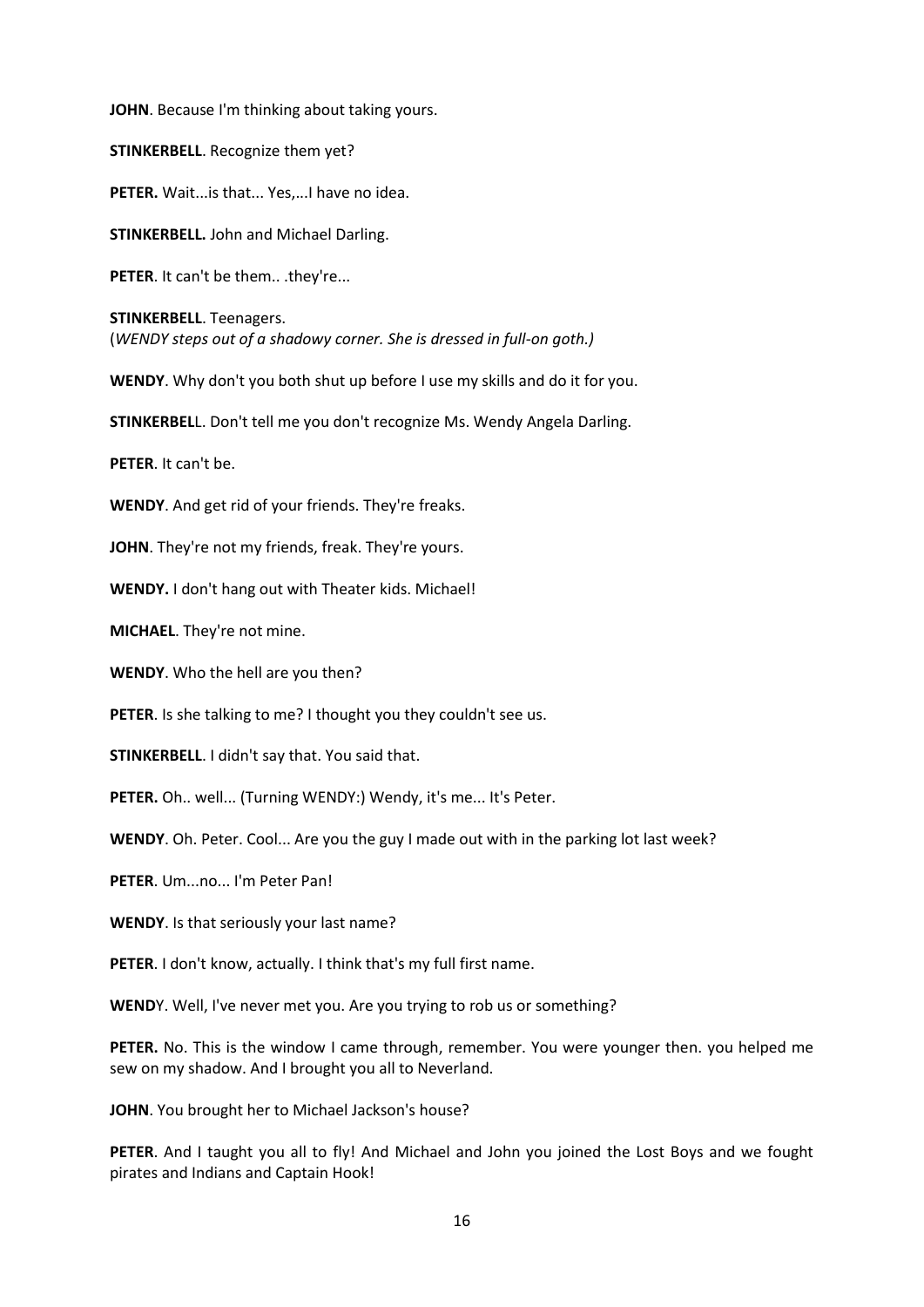**JOHN**. Because I'm thinking about taking yours.

**STINKERBELL**. Recognize them yet?

**PETER.** Wait...is that... Yes,...I have no idea.

**STINKERBELL.** John and Michael Darling.

**PETER**. It can't be them.. .they're...

**STINKERBELL**. Teenagers.
(*WENDY steps out of a shadowy corner. She is dressed in full-on goth.)*

**WENDY**. Why don't you both shut up before I use my skills and do it for you.

**STINKERBEL**L. Don't tell me you don't recognize Ms. Wendy Angela Darling.

**PETER**. It can't be.

**WENDY**. And get rid of your friends. They're freaks.

**JOHN**. They're not my friends, freak. They're yours.

**WENDY.** I don't hang out with Theater kids. Michael!

**MICHAEL**. They're not mine.

**WENDY**. Who the hell are you then?

**PETER**. Is she talking to me? I thought you they couldn't see us.

**STINKERBELL**. I didn't say that. You said that.

**PETER.** Oh.. well... (Turning WENDY:) Wendy, it's me... It's Peter.

**WENDY**. Oh. Peter. Cool... Are you the guy I made out with in the parking lot last week?

**PETER**. Um...no... I'm Peter Pan!

**WENDY**. Is that seriously your last name?

**PETER**. I don't know, actually. I think that's my full first name.

**WEND**Y. Well, I've never met you. Are you trying to rob us or something?

**PETER.** No. This is the window I came through, remember. You were younger then. you helped me sew on my shadow. And I brought you all to Neverland.

**JOHN**. You brought her to Michael Jackson's house?

**PETER**. And I taught you all to fly! And Michael and John you joined the Lost Boys and we fought pirates and Indians and Captain Hook!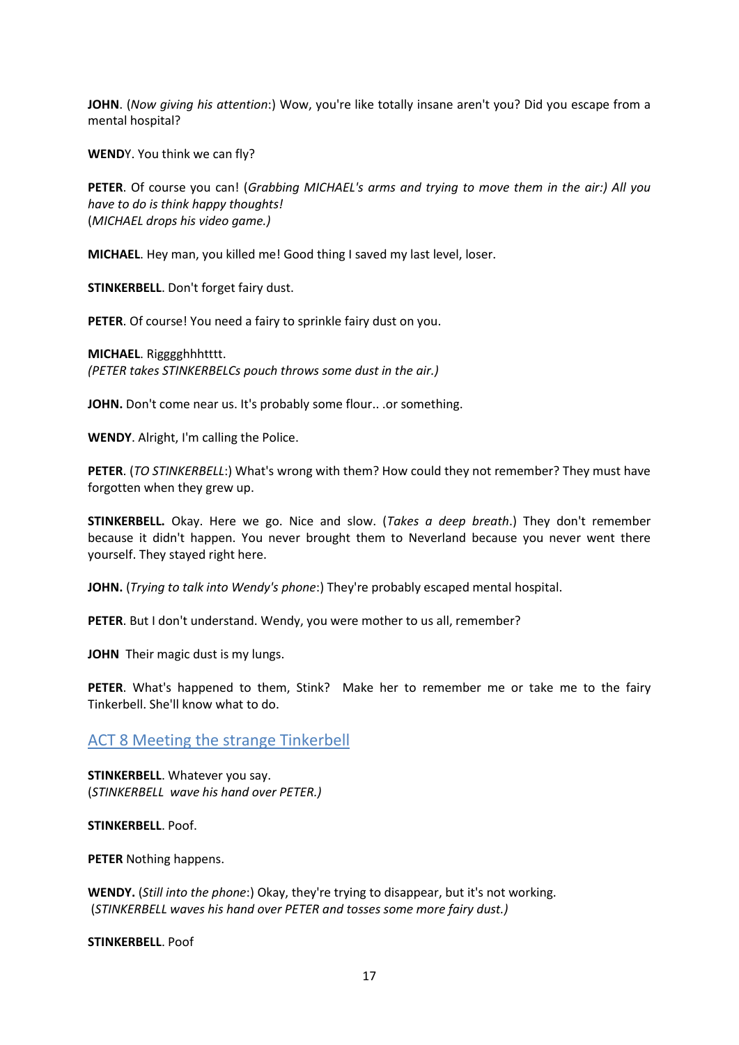**JOHN**. (*Now giving his attention*:) Wow, you're like totally insane aren't you? Did you escape from a mental hospital?

**WENDY**. You think we can fly?

**PETER**. Of course you can! (*Grabbing MICHAEL's arms and trying to move them in the air:) All you have to do is think happy thoughts!*
(*MICHAEL drops his video game.)*

**MICHAEL**. Hey man, you killed me! Good thing I saved my last level, loser.

**STINKERBELL**. Don't forget fairy dust.

**PETER**. Of course! You need a fairy to sprinkle fairy dust on you.

**MICHAEL**. Rigggghhhtttt.
*(PETER takes STINKERBELCs pouch throws some dust in the air.)*

**JOHN.** Don't come near us. It's probably some flour.. .or something.

**WENDY**. Alright, I'm calling the Police.

**PETER**. (*TO STINKERBELL*:) What's wrong with them? How could they not remember? They must have forgotten when they grew up.

**STINKERBELL.** Okay. Here we go. Nice and slow. (*Takes a deep breath*.) They don't remember because it didn't happen. You never brought them to Neverland because you never went there yourself. They stayed right here.

**JOHN.** (*Trying to talk into Wendy's phone*:) They're probably escaped mental hospital.

**PETER**. But I don't understand. Wendy, you were mother to us all, remember?

**JOHN** Their magic dust is my lungs.

**PETER**. What's happened to them, Stink? Make her to remember me or take me to the fairy Tinkerbell. She'll know what to do.

## ACT 8 Meeting the strange Tinkerbell

**STINKERBELL**. Whatever you say.
(*STINKERBELL wave his hand over PETER.)*

**STINKERBELL**. Poof.

**PETER** Nothing happens.

**WENDY.** (*Still into the phone*:) Okay, they're trying to disappear, but it's not working.
(*STINKERBELL waves his hand over PETER and tosses some more fairy dust.)*

**STINKERBELL**. Poof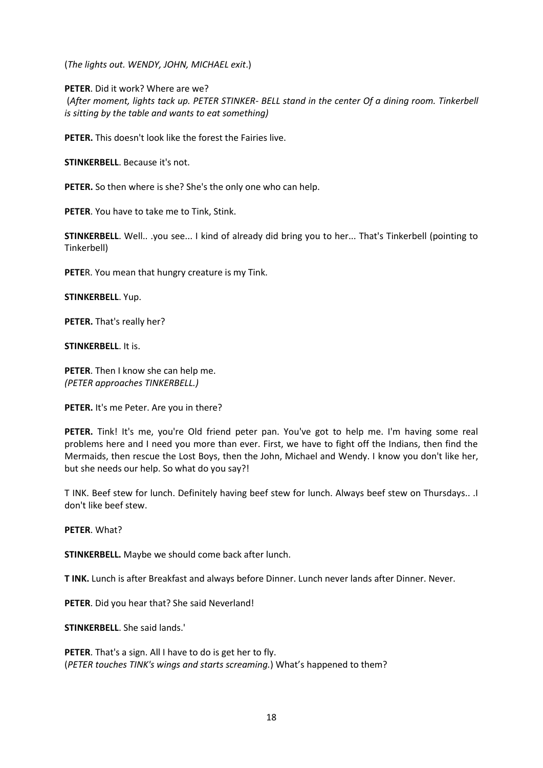(*The lights out. WENDY, JOHN, MICHAEL exit*.)

**PETER**. Did it work? Where are we?
(*After moment, lights tack up. PETER STINKER- BELL stand in the center Of a dining room. Tinkerbell is sitting by the table and wants to eat something)*

**PETER.** This doesn't look like the forest the Fairies live.

**STINKERBELL**. Because it's not.

**PETER.** So then where is she? She's the only one who can help.

**PETER**. You have to take me to Tink, Stink.

**STINKERBELL**. Well.. .you see... I kind of already did bring you to her... That's Tinkerbell (pointing to Tinkerbell)

**PETE**R. You mean that hungry creature is my Tink.

**STINKERBELL**. Yup.

**PETER.** That's really her?

**STINKERBELL**. It is.

**PETER**. Then I know she can help me.
*(PETER approaches TINKERBELL.)*

**PETER.** It's me Peter. Are you in there?

**PETER.** Tink! It's me, you're Old friend peter pan. You've got to help me. I'm having some real problems here and I need you more than ever. First, we have to fight off the Indians, then find the Mermaids, then rescue the Lost Boys, then the John, Michael and Wendy. I know you don't like her, but she needs our help. So what do you say?!

T INK. Beef stew for lunch. Definitely having beef stew for lunch. Always beef stew on Thursdays.. .I don't like beef stew.

**PETER**. What?

**STINKERBELL.** Maybe we should come back after lunch.

**T INK.** Lunch is after Breakfast and always before Dinner. Lunch never lands after Dinner. Never.

**PETER**. Did you hear that? She said Neverland!

**STINKERBELL**. She said lands.'

**PETER**. That's a sign. All I have to do is get her to fly.
(*PETER touches TINK's wings and starts screaming.*) What's happened to them?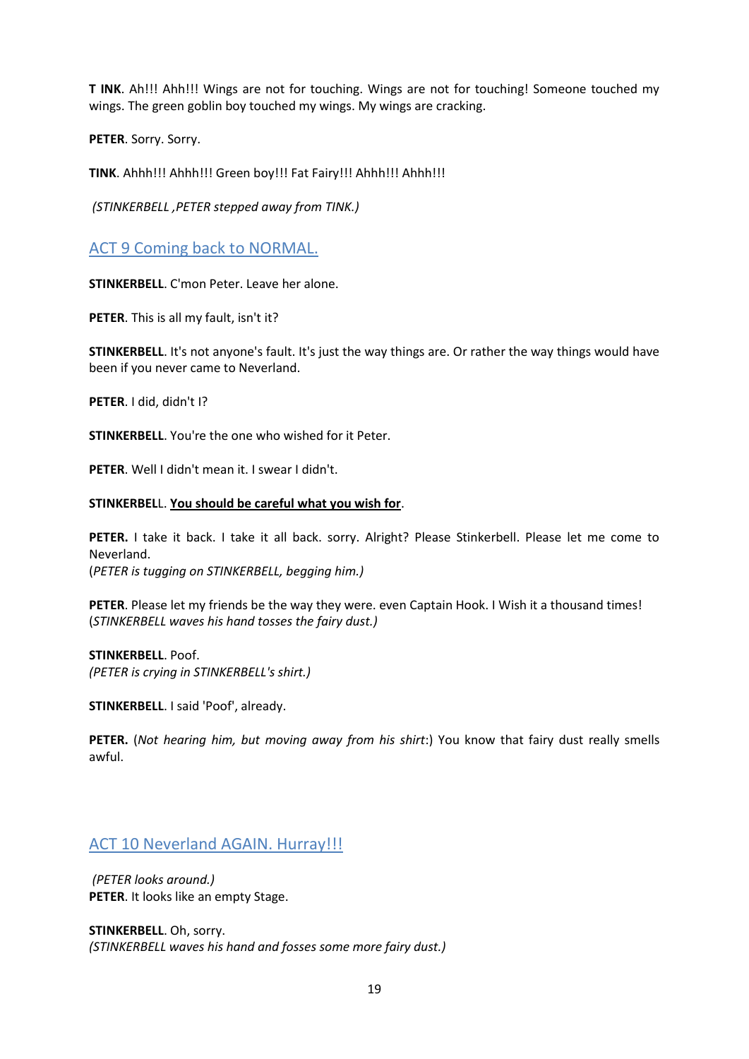**T INK**. Ah!!! Ahh!!! Wings are not for touching. Wings are not for touching! Someone touched my wings. The green goblin boy touched my wings. My wings are cracking.

**PETER**. Sorry. Sorry.

**TINK**. Ahhh!!! Ahhh!!! Green boy!!! Fat Fairy!!! Ahhh!!! Ahhh!!!

*(STINKERBELL ,PETER stepped away from TINK.)*

## ACT 9 Coming back to NORMAL.

**STINKERBELL**. C'mon Peter. Leave her alone.

**PETER**. This is all my fault, isn't it?

**STINKERBELL**. It's not anyone's fault. It's just the way things are. Or rather the way things would have been if you never came to Neverland.

**PETER**. I did, didn't I?

**STINKERBELL**. You're the one who wished for it Peter.

**PETER**. Well I didn't mean it. I swear I didn't.

**STINKERBELL**. **<u>You should be careful what you wish for</u>**.

**PETER.** I take it back. I take it all back. sorry. Alright? Please Stinkerbell. Please let me come to Neverland.
(*PETER is tugging on STINKERBELL, begging him.)*

**PETER**. Please let my friends be the way they were. even Captain Hook. I Wish it a thousand times!
(*STINKERBELL waves his hand tosses the fairy dust.)*

**STINKERBELL**. Poof.
*(PETER is crying in STINKERBELL's shirt.)*

**STINKERBELL**. I said 'Poof', already.

**PETER.** (*Not hearing him, but moving away from his shirt*:) You know that fairy dust really smells awful.

## ACT 10 Neverland AGAIN. Hurray!!!

*(PETER looks around.)*
**PETER**. It looks like an empty Stage.

**STINKERBELL**. Oh, sorry.
*(STINKERBELL waves his hand and fosses some more fairy dust.)*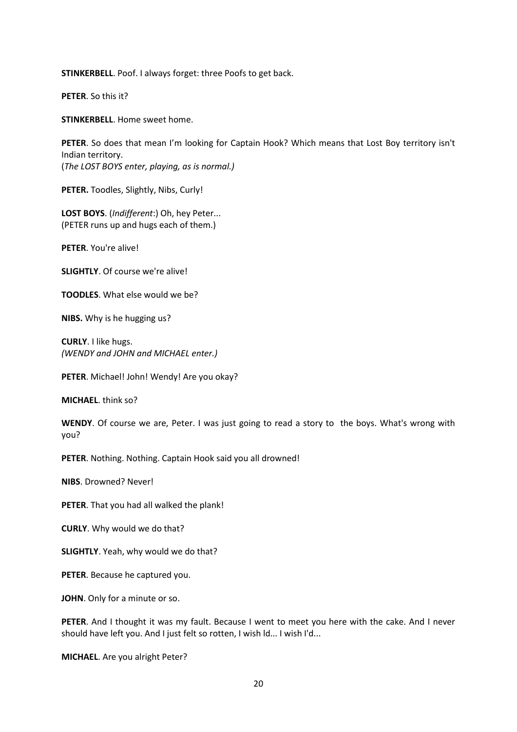**STINKERBELL**. Poof. I always forget: three Poofs to get back.

**PETER**. So this it?

**STINKERBELL**. Home sweet home.

**PETER**. So does that mean I'm looking for Captain Hook? Which means that Lost Boy territory isn't Indian territory.
(*The LOST BOYS enter, playing, as is normal.)*

**PETER.** Toodles, Slightly, Nibs, Curly!

**LOST BOYS**. (*Indifferent*:) Oh, hey Peter...
(PETER runs up and hugs each of them.)

**PETER**. You're alive!

**SLIGHTLY**. Of course we're alive!

**TOODLES**. What else would we be?

**NIBS.** Why is he hugging us?

**CURLY**. I like hugs.
*(WENDY and JOHN and MICHAEL enter.)*

**PETER**. Michael! John! Wendy! Are you okay?

**MICHAEL**. think so?

**WENDY**. Of course we are, Peter. I was just going to read a story to the boys. What's wrong with you?

**PETER**. Nothing. Nothing. Captain Hook said you all drowned!

**NIBS**. Drowned? Never!

**PETER**. That you had all walked the plank!

**CURLY**. Why would we do that?

**SLIGHTLY**. Yeah, why would we do that?

**PETER**. Because he captured you.

**JOHN**. Only for a minute or so.

**PETER**. And I thought it was my fault. Because I went to meet you here with the cake. And I never should have left you. And I just felt so rotten, I wish Id... I wish I'd...

**MICHAEL**. Are you alright Peter?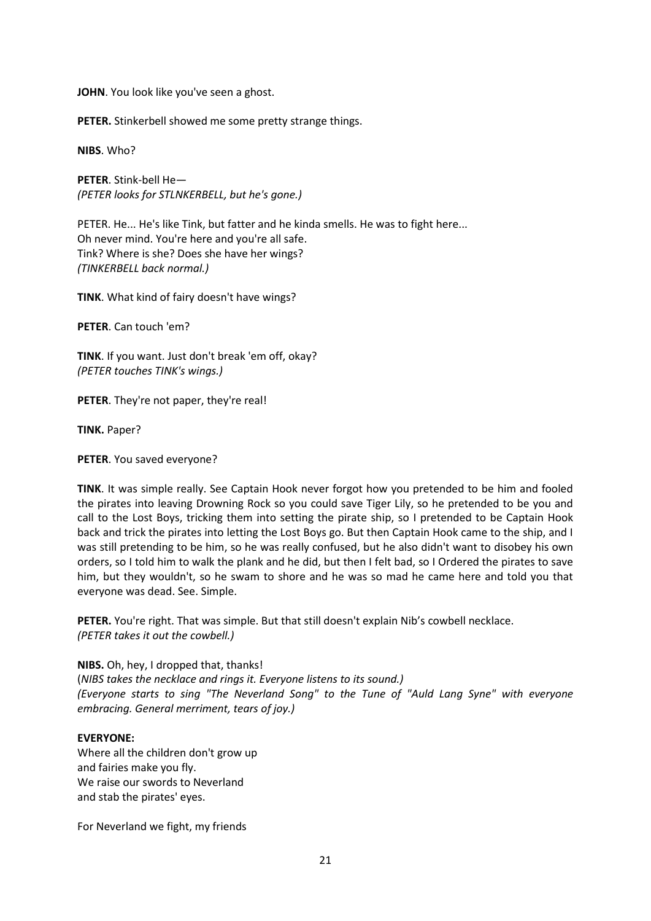**JOHN**. You look like you've seen a ghost.

**PETER.** Stinkerbell showed me some pretty strange things.

**NIBS**. Who?

**PETER**. Stink-bell He—
*(PETER looks for STLNKERBELL, but he's gone.)*

PETER. He... He's like Tink, but fatter and he kinda smells. He was to fight here...
Oh never mind. You're here and you're all safe.
Tink? Where is she? Does she have her wings?
*(TINKERBELL back normal.)*

**TINK**. What kind of fairy doesn't have wings?

**PETER**. Can touch 'em?

**TINK**. If you want. Just don't break 'em off, okay?
*(PETER touches TINK's wings.)*

**PETER**. They're not paper, they're real!

**TINK.** Paper?

**PETER**. You saved everyone?

**TINK**. It was simple really. See Captain Hook never forgot how you pretended to be him and fooled the pirates into leaving Drowning Rock so you could save Tiger Lily, so he pretended to be you and call to the Lost Boys, tricking them into setting the pirate ship, so I pretended to be Captain Hook back and trick the pirates into letting the Lost Boys go. But then Captain Hook came to the ship, and I was still pretending to be him, so he was really confused, but he also didn't want to disobey his own orders, so I told him to walk the plank and he did, but then I felt bad, so I Ordered the pirates to save him, but they wouldn't, so he swam to shore and he was so mad he came here and told you that everyone was dead. See. Simple.

**PETER.** You're right. That was simple. But that still doesn't explain Nib's cowbell necklace.
*(PETER takes it out the cowbell.)*

**NIBS.** Oh, hey, I dropped that, thanks!
(*NIBS takes the necklace and rings it. Everyone listens to its sound.)*
*(Everyone starts to sing "The Neverland Song" to the Tune of "Auld Lang Syne" with everyone embracing. General merriment, tears of joy.)*

**EVERYONE:**
Where all the children don't grow up
and fairies make you fly.
We raise our swords to Neverland
and stab the pirates' eyes.

For Neverland we fight, my friends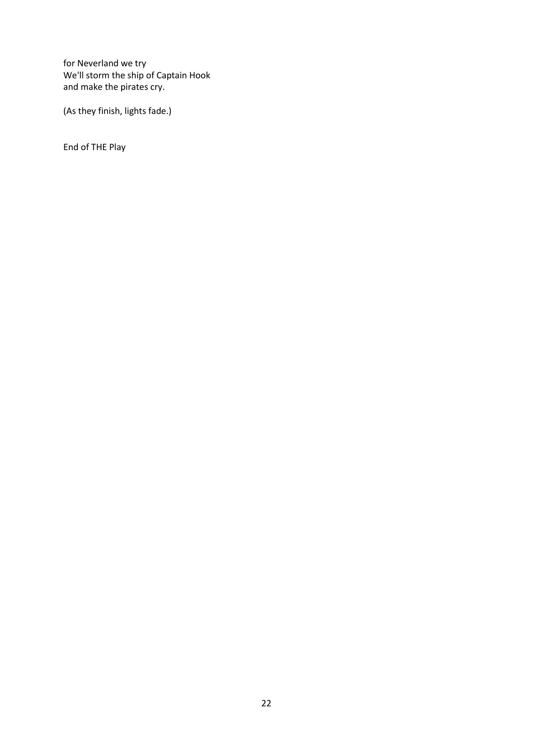for Neverland we try
We'll storm the ship of Captain Hook
and make the pirates cry.

(As they finish, lights fade.)

End of THE Play